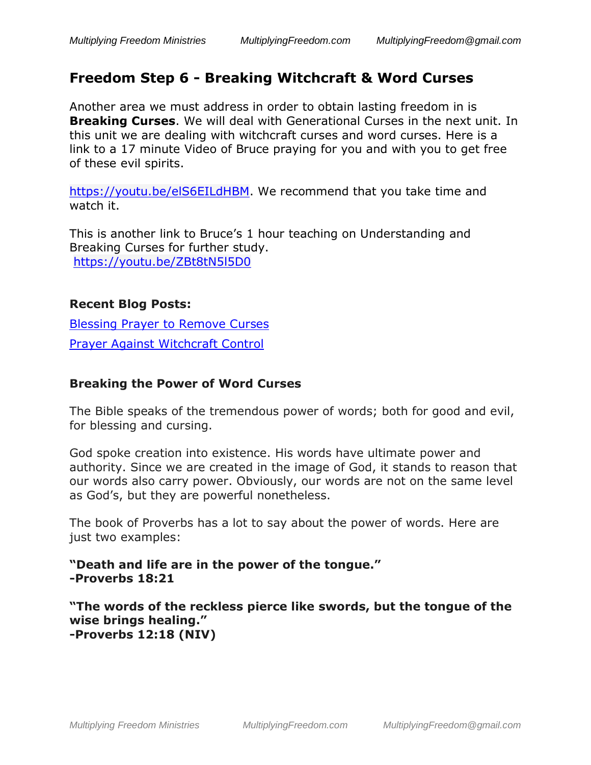# Freedom Step 6 - Breaking Witchcraft & Word Curses

Another area we must address in order to obtain lasting freedom in is **Breaking Curses**. We will deal with Generational Curses in the next unit. In this unit we are dealing with witchcraft curses and word curses. Here is a link to a 17 minute Video of Bruce praying for you and with you to get free of these evil spirits.

https://youtu.be/elS6EILdHBM. We recommend that you take time and watch it.

This is another link to Bruce's 1 hour teaching on Understanding and Breaking Curses for further study.
https://youtu.be/ZBt8tN5l5D0

**Recent Blog Posts:**

Blessing Prayer to Remove Curses

Prayer Against Witchcraft Control

**Breaking the Power of Word Curses**

The Bible speaks of the tremendous power of words; both for good and evil, for blessing and cursing.

God spoke creation into existence. His words have ultimate power and authority. Since we are created in the image of God, it stands to reason that our words also carry power. Obviously, our words are not on the same level as God's, but they are powerful nonetheless.

The book of Proverbs has a lot to say about the power of words. Here are just two examples:

**"Death and life are in the power of the tongue."**
**-Proverbs 18:21**

**"The words of the reckless pierce like swords, but the tongue of the wise brings healing."**
**-Proverbs 12:18 (NIV)**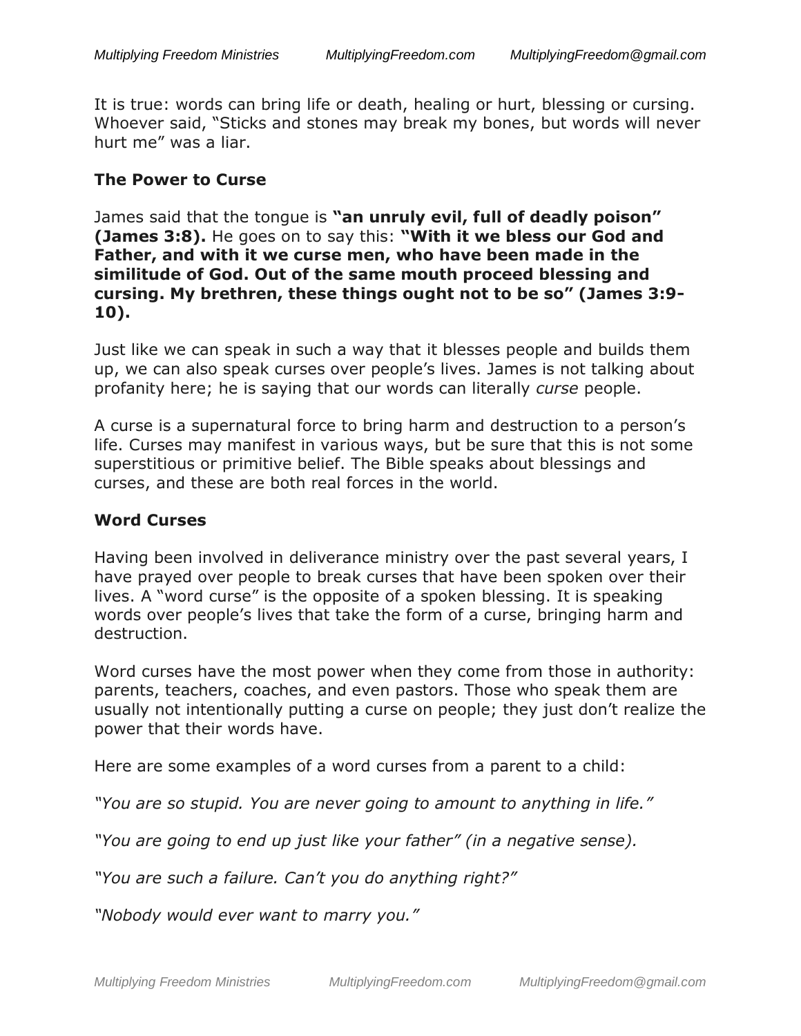It is true: words can bring life or death, healing or hurt, blessing or cursing. Whoever said, "Sticks and stones may break my bones, but words will never hurt me" was a liar.

### The Power to Curse

James said that the tongue is **"an unruly evil, full of deadly poison" (James 3:8).** He goes on to say this: **"With it we bless our God and Father, and with it we curse men, who have been made in the similitude of God. Out of the same mouth proceed blessing and cursing. My brethren, these things ought not to be so" (James 3:9-10).**

Just like we can speak in such a way that it blesses people and builds them up, we can also speak curses over people's lives. James is not talking about profanity here; he is saying that our words can literally *curse* people.

A curse is a supernatural force to bring harm and destruction to a person's life. Curses may manifest in various ways, but be sure that this is not some superstitious or primitive belief. The Bible speaks about blessings and curses, and these are both real forces in the world.

### Word Curses

Having been involved in deliverance ministry over the past several years, I have prayed over people to break curses that have been spoken over their lives. A "word curse" is the opposite of a spoken blessing. It is speaking words over people's lives that take the form of a curse, bringing harm and destruction.

Word curses have the most power when they come from those in authority: parents, teachers, coaches, and even pastors. Those who speak them are usually not intentionally putting a curse on people; they just don't realize the power that their words have.

Here are some examples of a word curses from a parent to a child:

*"You are so stupid. You are never going to amount to anything in life."*

*"You are going to end up just like your father" (in a negative sense).*

*"You are such a failure. Can't you do anything right?"*

*"Nobody would ever want to marry you."*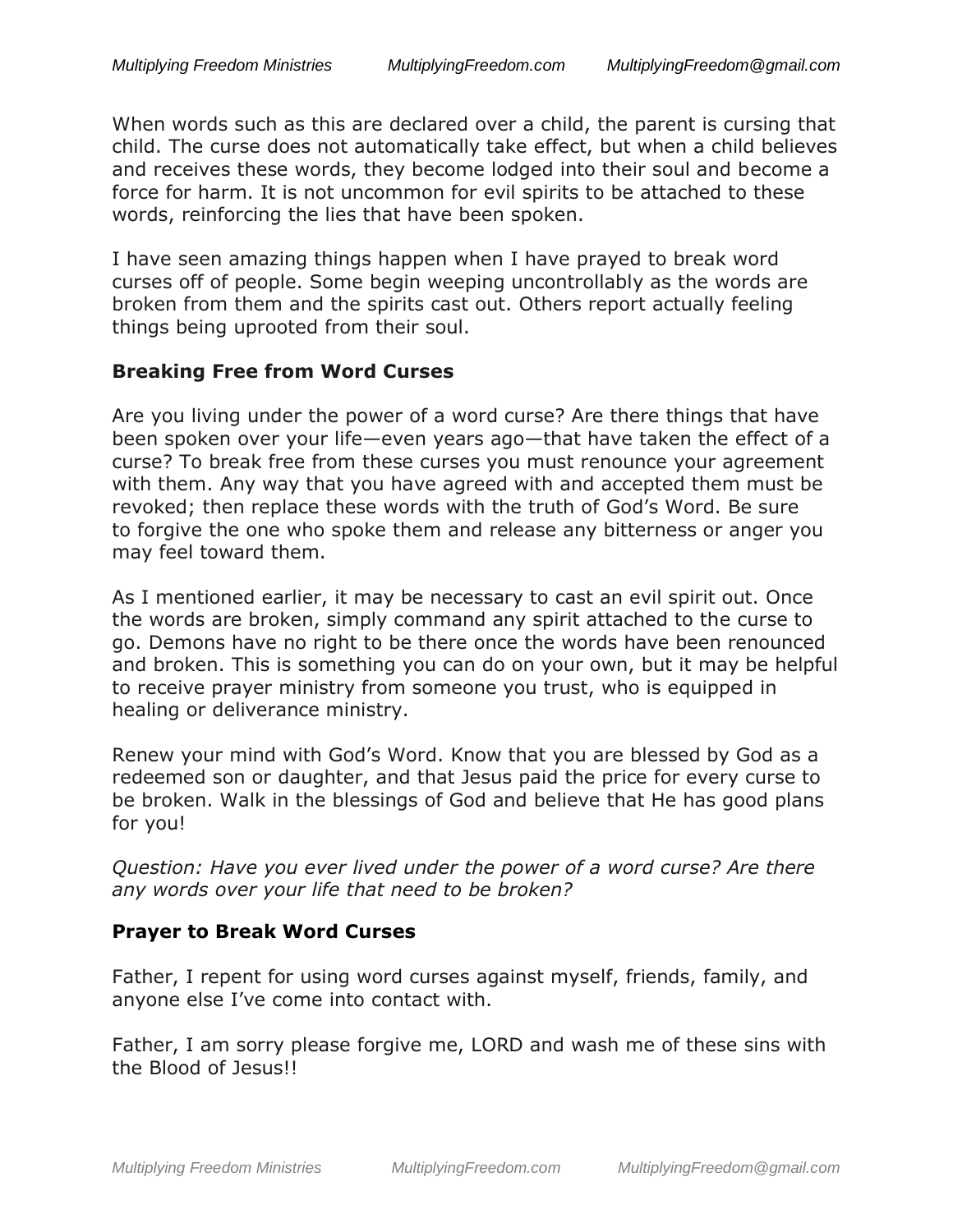When words such as this are declared over a child, the parent is cursing that child. The curse does not automatically take effect, but when a child believes and receives these words, they become lodged into their soul and become a force for harm. It is not uncommon for evil spirits to be attached to these words, reinforcing the lies that have been spoken.

I have seen amazing things happen when I have prayed to break word curses off of people. Some begin weeping uncontrollably as the words are broken from them and the spirits cast out. Others report actually feeling things being uprooted from their soul.

### Breaking Free from Word Curses

Are you living under the power of a word curse? Are there things that have been spoken over your life—even years ago—that have taken the effect of a curse? To break free from these curses you must renounce your agreement with them. Any way that you have agreed with and accepted them must be revoked; then replace these words with the truth of God's Word. Be sure to forgive the one who spoke them and release any bitterness or anger you may feel toward them.

As I mentioned earlier, it may be necessary to cast an evil spirit out. Once the words are broken, simply command any spirit attached to the curse to go. Demons have no right to be there once the words have been renounced and broken. This is something you can do on your own, but it may be helpful to receive prayer ministry from someone you trust, who is equipped in healing or deliverance ministry.

Renew your mind with God's Word. Know that you are blessed by God as a redeemed son or daughter, and that Jesus paid the price for every curse to be broken. Walk in the blessings of God and believe that He has good plans for you!

*Question: Have you ever lived under the power of a word curse? Are there any words over your life that need to be broken?*

### Prayer to Break Word Curses

Father, I repent for using word curses against myself, friends, family, and anyone else I've come into contact with.

Father, I am sorry please forgive me, LORD and wash me of these sins with the Blood of Jesus!!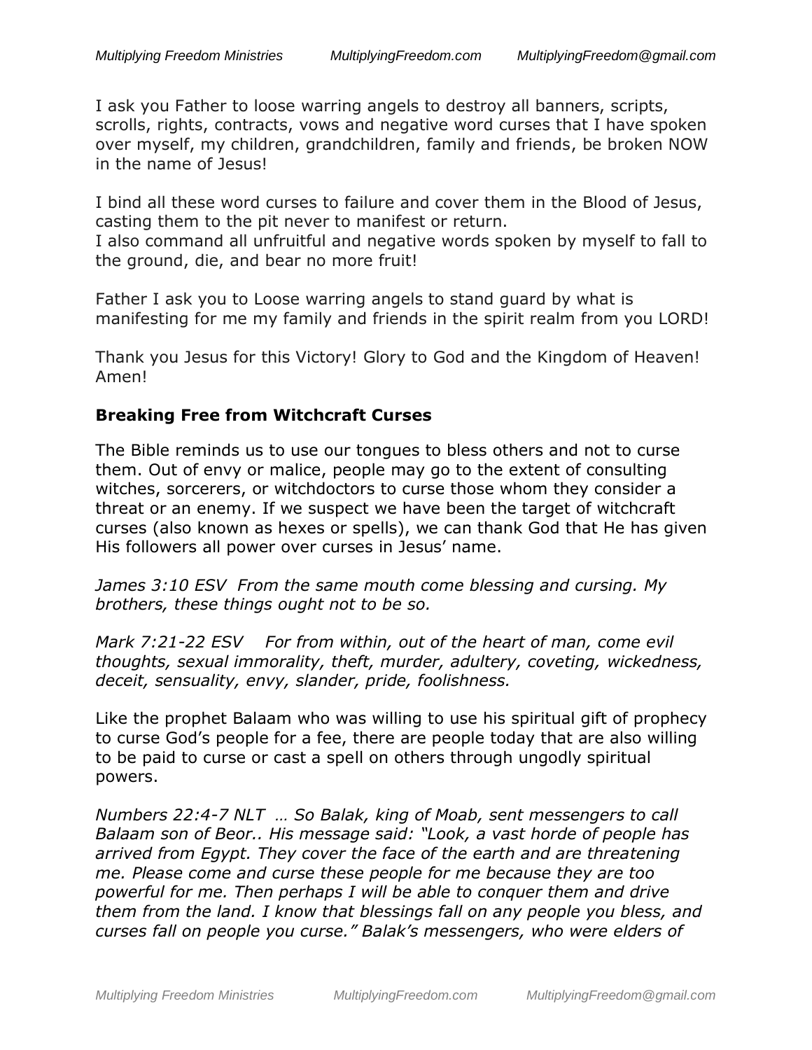I ask you Father to loose warring angels to destroy all banners, scripts, scrolls, rights, contracts, vows and negative word curses that I have spoken over myself, my children, grandchildren, family and friends, be broken NOW in the name of Jesus!

I bind all these word curses to failure and cover them in the Blood of Jesus, casting them to the pit never to manifest or return.
I also command all unfruitful and negative words spoken by myself to fall to the ground, die, and bear no more fruit!

Father I ask you to Loose warring angels to stand guard by what is manifesting for me my family and friends in the spirit realm from you LORD!

Thank you Jesus for this Victory! Glory to God and the Kingdom of Heaven! Amen!

**Breaking Free from Witchcraft Curses**

The Bible reminds us to use our tongues to bless others and not to curse them. Out of envy or malice, people may go to the extent of consulting witches, sorcerers, or witchdoctors to curse those whom they consider a threat or an enemy. If we suspect we have been the target of witchcraft curses (also known as hexes or spells), we can thank God that He has given His followers all power over curses in Jesus' name.

*James 3:10 ESV From the same mouth come blessing and cursing. My brothers, these things ought not to be so.*

*Mark 7:21-22 ESV For from within, out of the heart of man, come evil thoughts, sexual immorality, theft, murder, adultery, coveting, wickedness, deceit, sensuality, envy, slander, pride, foolishness.*

Like the prophet Balaam who was willing to use his spiritual gift of prophecy to curse God's people for a fee, there are people today that are also willing to be paid to curse or cast a spell on others through ungodly spiritual powers.

*Numbers 22:4-7 NLT … So Balak, king of Moab, sent messengers to call Balaam son of Beor.. His message said: "Look, a vast horde of people has arrived from Egypt. They cover the face of the earth and are threatening me. Please come and curse these people for me because they are too powerful for me. Then perhaps I will be able to conquer them and drive them from the land. I know that blessings fall on any people you bless, and curses fall on people you curse." Balak's messengers, who were elders of*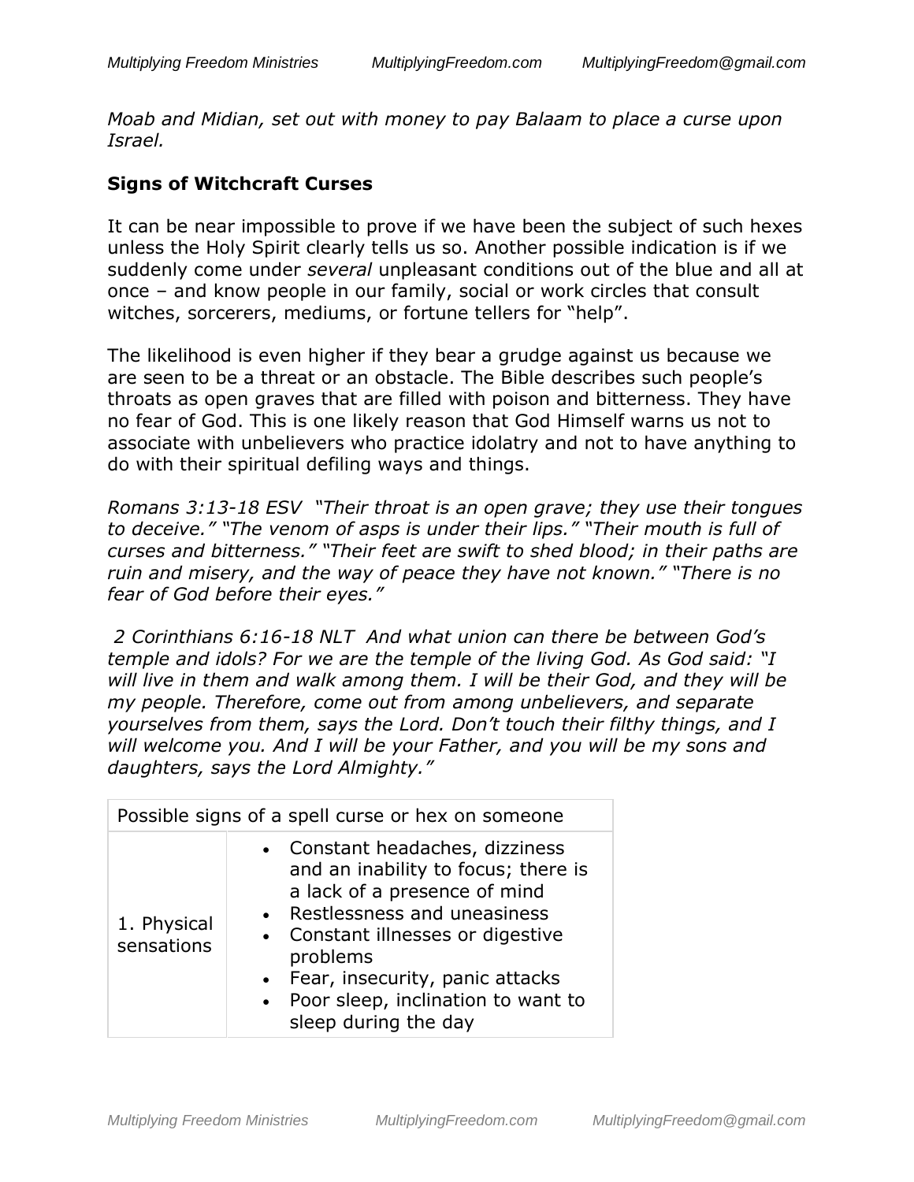*Moab and Midian, set out with money to pay Balaam to place a curse upon Israel.*

## Signs of Witchcraft Curses

It can be near impossible to prove if we have been the subject of such hexes unless the Holy Spirit clearly tells us so. Another possible indication is if we suddenly come under *several* unpleasant conditions out of the blue and all at once – and know people in our family, social or work circles that consult witches, sorcerers, mediums, or fortune tellers for "help".

The likelihood is even higher if they bear a grudge against us because we are seen to be a threat or an obstacle. The Bible describes such people's throats as open graves that are filled with poison and bitterness. They have no fear of God. This is one likely reason that God Himself warns us not to associate with unbelievers who practice idolatry and not to have anything to do with their spiritual defiling ways and things.

*Romans 3:13-18 ESV "Their throat is an open grave; they use their tongues to deceive." "The venom of asps is under their lips." "Their mouth is full of curses and bitterness." "Their feet are swift to shed blood; in their paths are ruin and misery, and the way of peace they have not known." "There is no fear of God before their eyes."*

*2 Corinthians 6:16-18 NLT And what union can there be between God's temple and idols? For we are the temple of the living God. As God said: "I will live in them and walk among them. I will be their God, and they will be my people. Therefore, come out from among unbelievers, and separate yourselves from them, says the Lord. Don't touch their filthy things, and I will welcome you. And I will be your Father, and you will be my sons and daughters, says the Lord Almighty."*

| Possible signs of a spell curse or hex on someone | |
|---|---|
| 1. Physical sensations | • Constant headaches, dizziness and an inability to focus; there is a lack of a presence of mind<br>• Restlessness and uneasiness<br>• Constant illnesses or digestive problems<br>• Fear, insecurity, panic attacks<br>• Poor sleep, inclination to want to sleep during the day |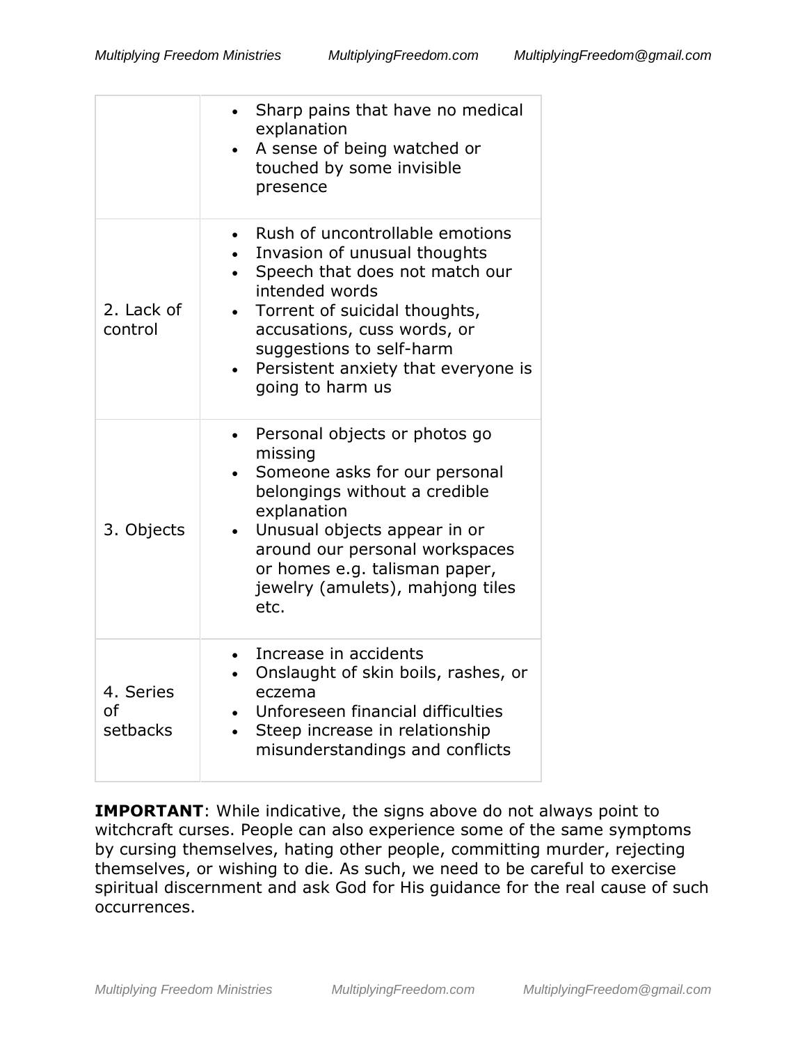| | |
|---|---|
| | • Sharp pains that have no medical explanation<br>• A sense of being watched or touched by some invisible presence |
| 2. Lack of control | • Rush of uncontrollable emotions<br>• Invasion of unusual thoughts<br>• Speech that does not match our intended words<br>• Torrent of suicidal thoughts, accusations, cuss words, or suggestions to self-harm<br>• Persistent anxiety that everyone is going to harm us |
| 3. Objects | • Personal objects or photos go missing<br>• Someone asks for our personal belongings without a credible explanation<br>• Unusual objects appear in or around our personal workspaces or homes e.g. talisman paper, jewelry (amulets), mahjong tiles etc. |
| 4. Series of setbacks | • Increase in accidents<br>• Onslaught of skin boils, rashes, or eczema<br>• Unforeseen financial difficulties<br>• Steep increase in relationship misunderstandings and conflicts |

**IMPORTANT**: While indicative, the signs above do not always point to witchcraft curses. People can also experience some of the same symptoms by cursing themselves, hating other people, committing murder, rejecting themselves, or wishing to die. As such, we need to be careful to exercise spiritual discernment and ask God for His guidance for the real cause of such occurrences.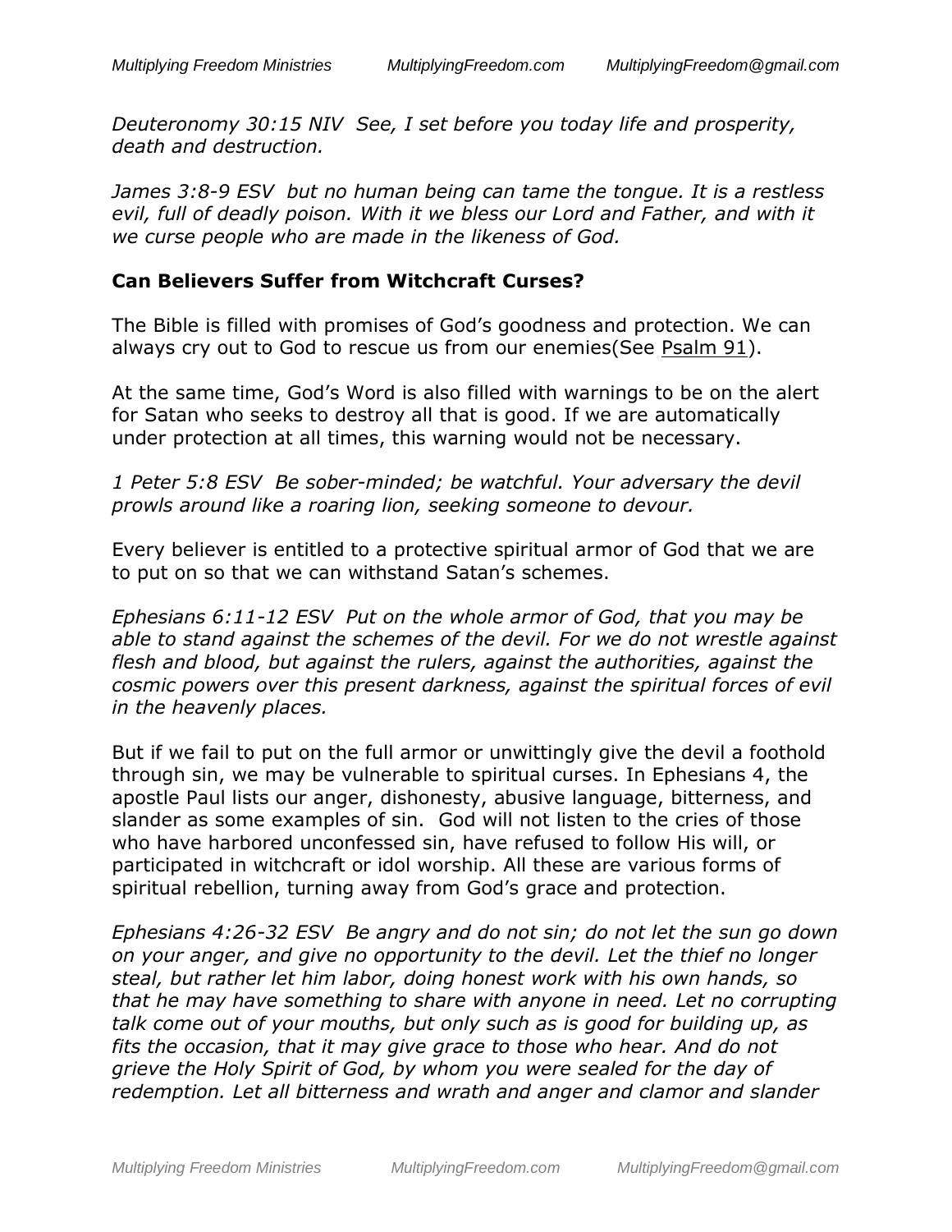*Deuteronomy 30:15 NIV  See, I set before you today life and prosperity, death and destruction.*

*James 3:8-9 ESV  but no human being can tame the tongue. It is a restless evil, full of deadly poison. With it we bless our Lord and Father, and with it we curse people who are made in the likeness of God.*

**Can Believers Suffer from Witchcraft Curses?**

The Bible is filled with promises of God's goodness and protection. We can always cry out to God to rescue us from our enemies(See Psalm 91).

At the same time, God's Word is also filled with warnings to be on the alert for Satan who seeks to destroy all that is good. If we are automatically under protection at all times, this warning would not be necessary.

*1 Peter 5:8 ESV  Be sober-minded; be watchful. Your adversary the devil prowls around like a roaring lion, seeking someone to devour.*

Every believer is entitled to a protective spiritual armor of God that we are to put on so that we can withstand Satan's schemes.

*Ephesians 6:11-12 ESV  Put on the whole armor of God, that you may be able to stand against the schemes of the devil. For we do not wrestle against flesh and blood, but against the rulers, against the authorities, against the cosmic powers over this present darkness, against the spiritual forces of evil in the heavenly places.*

But if we fail to put on the full armor or unwittingly give the devil a foothold through sin, we may be vulnerable to spiritual curses. In Ephesians 4, the apostle Paul lists our anger, dishonesty, abusive language, bitterness, and slander as some examples of sin.  God will not listen to the cries of those who have harbored unconfessed sin, have refused to follow His will, or participated in witchcraft or idol worship. All these are various forms of spiritual rebellion, turning away from God's grace and protection.

*Ephesians 4:26-32 ESV  Be angry and do not sin; do not let the sun go down on your anger, and give no opportunity to the devil. Let the thief no longer steal, but rather let him labor, doing honest work with his own hands, so that he may have something to share with anyone in need. Let no corrupting talk come out of your mouths, but only such as is good for building up, as fits the occasion, that it may give grace to those who hear. And do not grieve the Holy Spirit of God, by whom you were sealed for the day of redemption. Let all bitterness and wrath and anger and clamor and slander*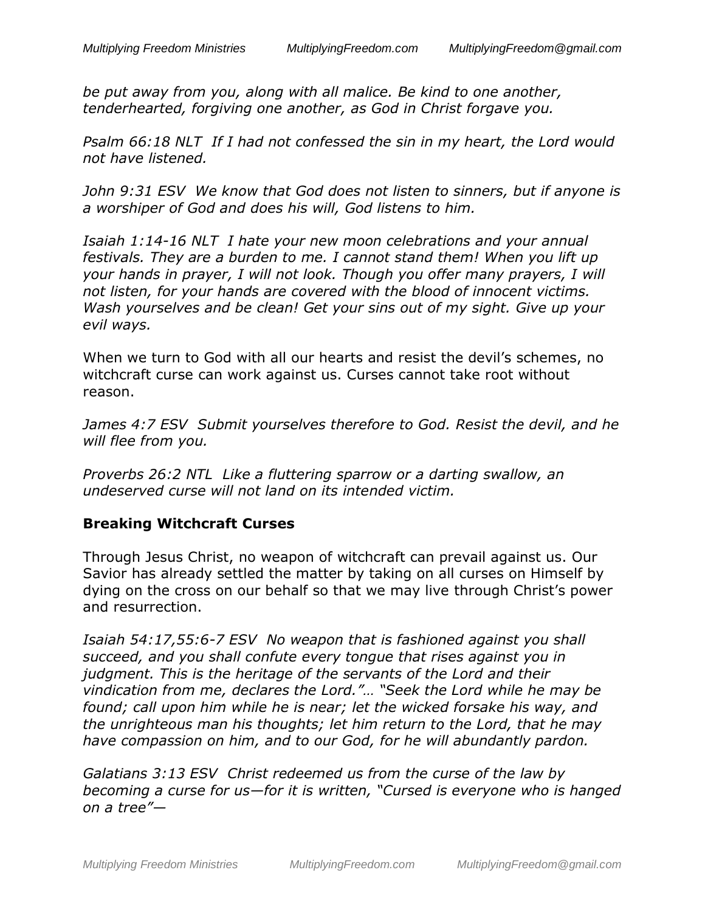*be put away from you, along with all malice. Be kind to one another, tenderhearted, forgiving one another, as God in Christ forgave you.*

*Psalm 66:18 NLT  If I had not confessed the sin in my heart, the Lord would not have listened.*

*John 9:31 ESV  We know that God does not listen to sinners, but if anyone is a worshiper of God and does his will, God listens to him.*

*Isaiah 1:14-16 NLT  I hate your new moon celebrations and your annual festivals. They are a burden to me. I cannot stand them! When you lift up your hands in prayer, I will not look. Though you offer many prayers, I will not listen, for your hands are covered with the blood of innocent victims. Wash yourselves and be clean! Get your sins out of my sight. Give up your evil ways.*

When we turn to God with all our hearts and resist the devil's schemes, no witchcraft curse can work against us. Curses cannot take root without reason.

*James 4:7 ESV  Submit yourselves therefore to God. Resist the devil, and he will flee from you.*

*Proverbs 26:2 NTL  Like a fluttering sparrow or a darting swallow, an undeserved curse will not land on its intended victim.*

**Breaking Witchcraft Curses**

Through Jesus Christ, no weapon of witchcraft can prevail against us. Our Savior has already settled the matter by taking on all curses on Himself by dying on the cross on our behalf so that we may live through Christ's power and resurrection.

*Isaiah 54:17,55:6-7 ESV  No weapon that is fashioned against you shall succeed, and you shall confute every tongue that rises against you in judgment. This is the heritage of the servants of the Lord and their vindication from me, declares the Lord."… "Seek the Lord while he may be found; call upon him while he is near; let the wicked forsake his way, and the unrighteous man his thoughts; let him return to the Lord, that he may have compassion on him, and to our God, for he will abundantly pardon.*

*Galatians 3:13 ESV  Christ redeemed us from the curse of the law by becoming a curse for us—for it is written, "Cursed is everyone who is hanged on a tree"—*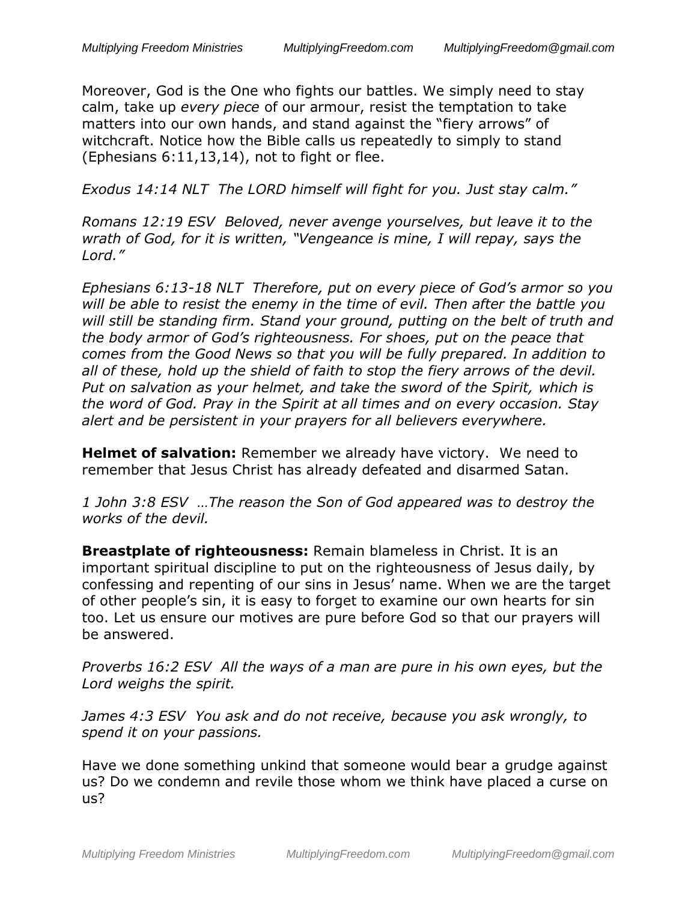Moreover, God is the One who fights our battles. We simply need to stay calm, take up *every piece* of our armour, resist the temptation to take matters into our own hands, and stand against the “fiery arrows” of witchcraft. Notice how the Bible calls us repeatedly to simply to stand (Ephesians 6:11,13,14), not to fight or flee.

*Exodus 14:14 NLT The LORD himself will fight for you. Just stay calm.”*

*Romans 12:19 ESV Beloved, never avenge yourselves, but leave it to the wrath of God, for it is written, “Vengeance is mine, I will repay, says the Lord.”*

*Ephesians 6:13-18 NLT Therefore, put on every piece of God’s armor so you will be able to resist the enemy in the time of evil. Then after the battle you will still be standing firm. Stand your ground, putting on the belt of truth and the body armor of God’s righteousness. For shoes, put on the peace that comes from the Good News so that you will be fully prepared. In addition to all of these, hold up the shield of faith to stop the fiery arrows of the devil. Put on salvation as your helmet, and take the sword of the Spirit, which is the word of God. Pray in the Spirit at all times and on every occasion. Stay alert and be persistent in your prayers for all believers everywhere.*

**Helmet of salvation:** Remember we already have victory. We need to remember that Jesus Christ has already defeated and disarmed Satan.

*1 John 3:8 ESV …The reason the Son of God appeared was to destroy the works of the devil.*

**Breastplate of righteousness:** Remain blameless in Christ. It is an important spiritual discipline to put on the righteousness of Jesus daily, by confessing and repenting of our sins in Jesus’ name. When we are the target of other people’s sin, it is easy to forget to examine our own hearts for sin too. Let us ensure our motives are pure before God so that our prayers will be answered.

*Proverbs 16:2 ESV All the ways of a man are pure in his own eyes, but the Lord weighs the spirit.*

*James 4:3 ESV You ask and do not receive, because you ask wrongly, to spend it on your passions.*

Have we done something unkind that someone would bear a grudge against us? Do we condemn and revile those whom we think have placed a curse on us?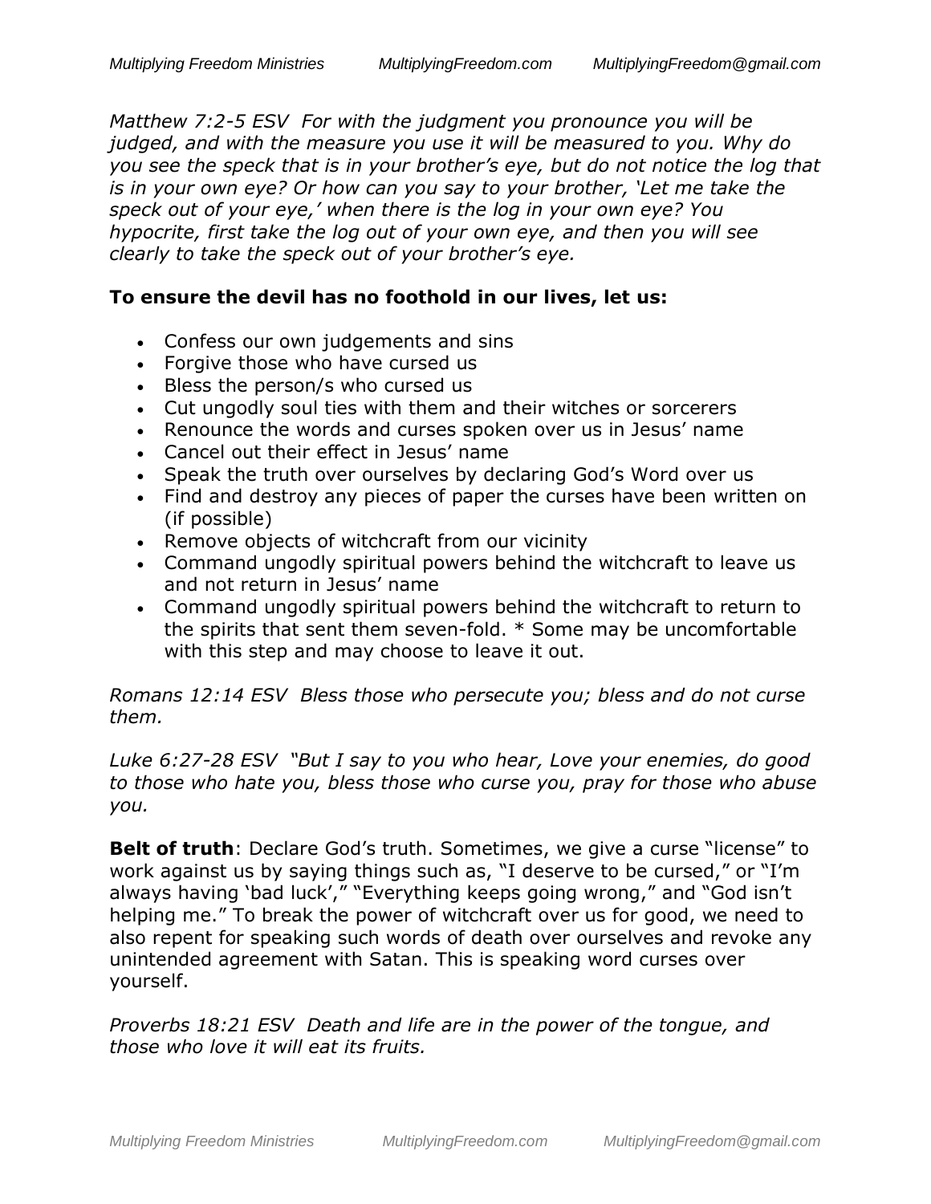*Matthew 7:2-5 ESV For with the judgment you pronounce you will be judged, and with the measure you use it will be measured to you. Why do you see the speck that is in your brother's eye, but do not notice the log that is in your own eye? Or how can you say to your brother, 'Let me take the speck out of your eye,' when there is the log in your own eye? You hypocrite, first take the log out of your own eye, and then you will see clearly to take the speck out of your brother's eye.*

**To ensure the devil has no foothold in our lives, let us:**

- Confess our own judgements and sins
- Forgive those who have cursed us
- Bless the person/s who cursed us
- Cut ungodly soul ties with them and their witches or sorcerers
- Renounce the words and curses spoken over us in Jesus' name
- Cancel out their effect in Jesus' name
- Speak the truth over ourselves by declaring God's Word over us
- Find and destroy any pieces of paper the curses have been written on (if possible)
- Remove objects of witchcraft from our vicinity
- Command ungodly spiritual powers behind the witchcraft to leave us and not return in Jesus' name
- Command ungodly spiritual powers behind the witchcraft to return to the spirits that sent them seven-fold. * Some may be uncomfortable with this step and may choose to leave it out.

*Romans 12:14 ESV Bless those who persecute you; bless and do not curse them.*

*Luke 6:27-28 ESV "But I say to you who hear, Love your enemies, do good to those who hate you, bless those who curse you, pray for those who abuse you.*

**Belt of truth**: Declare God's truth. Sometimes, we give a curse "license" to work against us by saying things such as, "I deserve to be cursed," or "I'm always having 'bad luck'," "Everything keeps going wrong," and "God isn't helping me." To break the power of witchcraft over us for good, we need to also repent for speaking such words of death over ourselves and revoke any unintended agreement with Satan. This is speaking word curses over yourself.

*Proverbs 18:21 ESV Death and life are in the power of the tongue, and those who love it will eat its fruits.*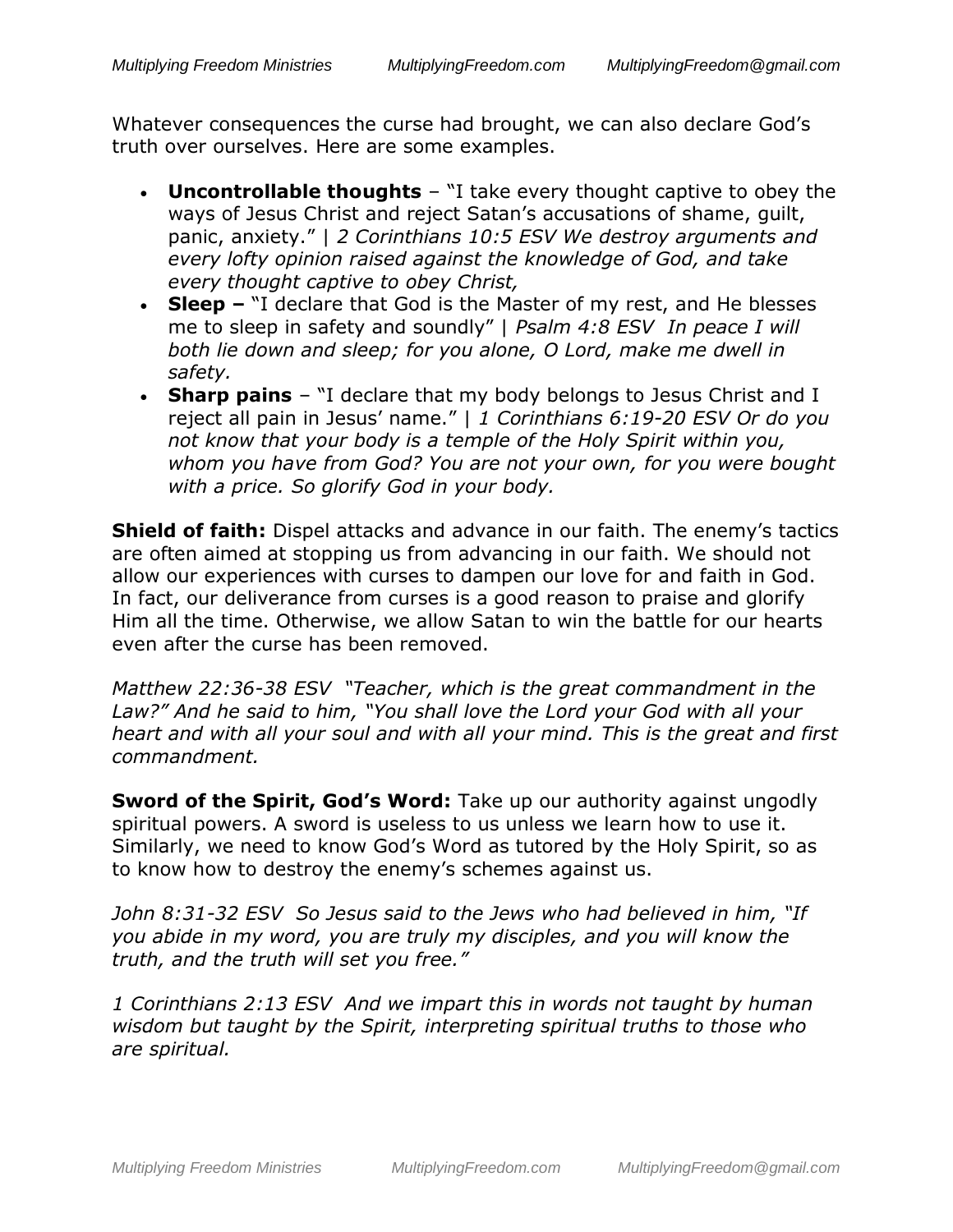Whatever consequences the curse had brought, we can also declare God's truth over ourselves. Here are some examples.

- **Uncontrollable thoughts** – "I take every thought captive to obey the ways of Jesus Christ and reject Satan's accusations of shame, guilt, panic, anxiety." | *2 Corinthians 10:5 ESV We destroy arguments and every lofty opinion raised against the knowledge of God, and take every thought captive to obey Christ,*
- **Sleep –** "I declare that God is the Master of my rest, and He blesses me to sleep in safety and soundly" | *Psalm 4:8 ESV In peace I will both lie down and sleep; for you alone, O Lord, make me dwell in safety.*
- **Sharp pains** – "I declare that my body belongs to Jesus Christ and I reject all pain in Jesus' name." | *1 Corinthians 6:19-20 ESV Or do you not know that your body is a temple of the Holy Spirit within you, whom you have from God? You are not your own, for you were bought with a price. So glorify God in your body.*

**Shield of faith:** Dispel attacks and advance in our faith. The enemy's tactics are often aimed at stopping us from advancing in our faith. We should not allow our experiences with curses to dampen our love for and faith in God. In fact, our deliverance from curses is a good reason to praise and glorify Him all the time. Otherwise, we allow Satan to win the battle for our hearts even after the curse has been removed.

*Matthew 22:36-38 ESV "Teacher, which is the great commandment in the Law?" And he said to him, "You shall love the Lord your God with all your heart and with all your soul and with all your mind. This is the great and first commandment.*

**Sword of the Spirit, God's Word:** Take up our authority against ungodly spiritual powers. A sword is useless to us unless we learn how to use it. Similarly, we need to know God's Word as tutored by the Holy Spirit, so as to know how to destroy the enemy's schemes against us.

*John 8:31-32 ESV So Jesus said to the Jews who had believed in him, "If you abide in my word, you are truly my disciples, and you will know the truth, and the truth will set you free."*

*1 Corinthians 2:13 ESV And we impart this in words not taught by human wisdom but taught by the Spirit, interpreting spiritual truths to those who are spiritual.*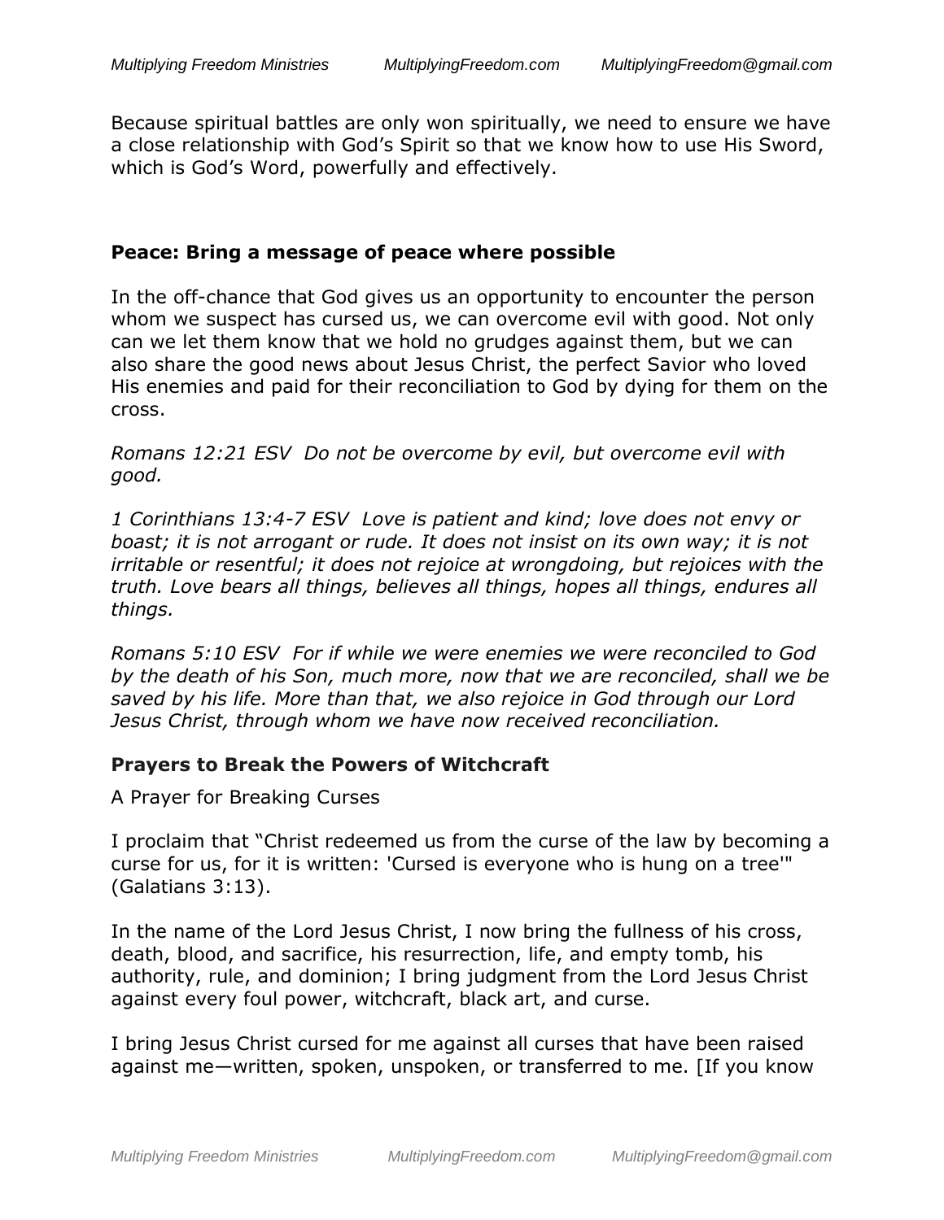Because spiritual battles are only won spiritually, we need to ensure we have a close relationship with God's Spirit so that we know how to use His Sword, which is God's Word, powerfully and effectively.

### Peace: Bring a message of peace where possible

In the off-chance that God gives us an opportunity to encounter the person whom we suspect has cursed us, we can overcome evil with good. Not only can we let them know that we hold no grudges against them, but we can also share the good news about Jesus Christ, the perfect Savior who loved His enemies and paid for their reconciliation to God by dying for them on the cross.

*Romans 12:21 ESV Do not be overcome by evil, but overcome evil with good.*

*1 Corinthians 13:4-7 ESV Love is patient and kind; love does not envy or boast; it is not arrogant or rude. It does not insist on its own way; it is not irritable or resentful; it does not rejoice at wrongdoing, but rejoices with the truth. Love bears all things, believes all things, hopes all things, endures all things.*

*Romans 5:10 ESV For if while we were enemies we were reconciled to God by the death of his Son, much more, now that we are reconciled, shall we be saved by his life. More than that, we also rejoice in God through our Lord Jesus Christ, through whom we have now received reconciliation.*

### Prayers to Break the Powers of Witchcraft

A Prayer for Breaking Curses

I proclaim that "Christ redeemed us from the curse of the law by becoming a curse for us, for it is written: 'Cursed is everyone who is hung on a tree'" (Galatians 3:13).

In the name of the Lord Jesus Christ, I now bring the fullness of his cross, death, blood, and sacrifice, his resurrection, life, and empty tomb, his authority, rule, and dominion; I bring judgment from the Lord Jesus Christ against every foul power, witchcraft, black art, and curse.

I bring Jesus Christ cursed for me against all curses that have been raised against me—written, spoken, unspoken, or transferred to me. [If you know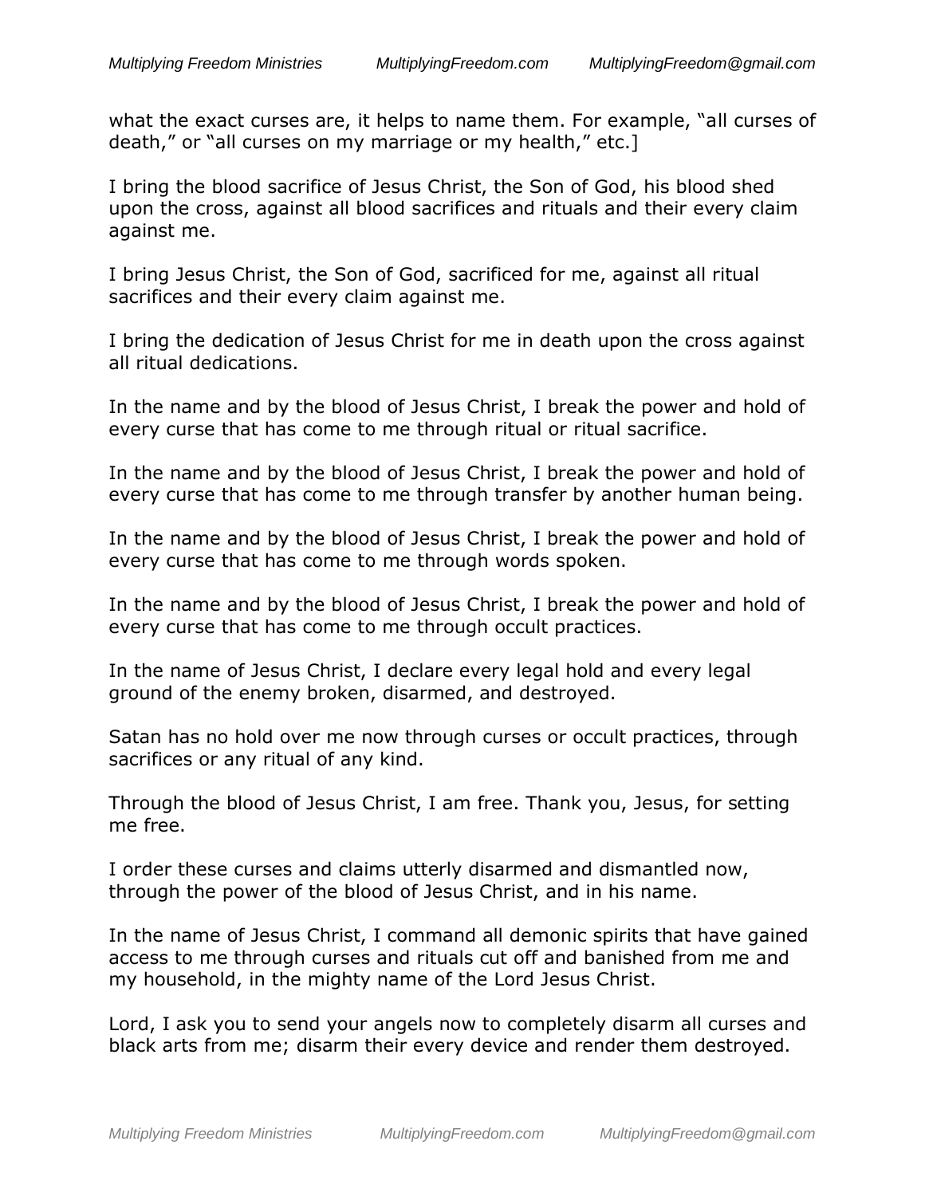what the exact curses are, it helps to name them. For example, "all curses of death," or "all curses on my marriage or my health," etc.]

I bring the blood sacrifice of Jesus Christ, the Son of God, his blood shed upon the cross, against all blood sacrifices and rituals and their every claim against me.

I bring Jesus Christ, the Son of God, sacrificed for me, against all ritual sacrifices and their every claim against me.

I bring the dedication of Jesus Christ for me in death upon the cross against all ritual dedications.

In the name and by the blood of Jesus Christ, I break the power and hold of every curse that has come to me through ritual or ritual sacrifice.

In the name and by the blood of Jesus Christ, I break the power and hold of every curse that has come to me through transfer by another human being.

In the name and by the blood of Jesus Christ, I break the power and hold of every curse that has come to me through words spoken.

In the name and by the blood of Jesus Christ, I break the power and hold of every curse that has come to me through occult practices.

In the name of Jesus Christ, I declare every legal hold and every legal ground of the enemy broken, disarmed, and destroyed.

Satan has no hold over me now through curses or occult practices, through sacrifices or any ritual of any kind.

Through the blood of Jesus Christ, I am free. Thank you, Jesus, for setting me free.

I order these curses and claims utterly disarmed and dismantled now, through the power of the blood of Jesus Christ, and in his name.

In the name of Jesus Christ, I command all demonic spirits that have gained access to me through curses and rituals cut off and banished from me and my household, in the mighty name of the Lord Jesus Christ.

Lord, I ask you to send your angels now to completely disarm all curses and black arts from me; disarm their every device and render them destroyed.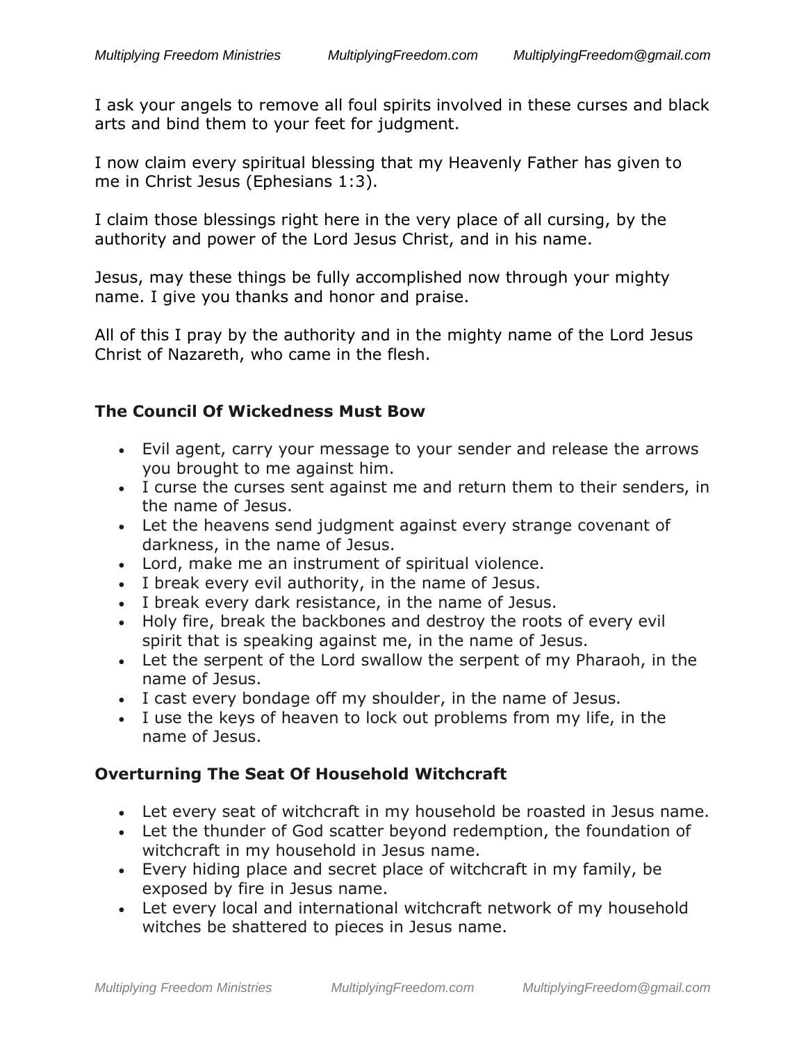I ask your angels to remove all foul spirits involved in these curses and black arts and bind them to your feet for judgment.

I now claim every spiritual blessing that my Heavenly Father has given to me in Christ Jesus (Ephesians 1:3).

I claim those blessings right here in the very place of all cursing, by the authority and power of the Lord Jesus Christ, and in his name.

Jesus, may these things be fully accomplished now through your mighty name. I give you thanks and honor and praise.

All of this I pray by the authority and in the mighty name of the Lord Jesus Christ of Nazareth, who came in the flesh.

### The Council Of Wickedness Must Bow

- Evil agent, carry your message to your sender and release the arrows you brought to me against him.
- I curse the curses sent against me and return them to their senders, in the name of Jesus.
- Let the heavens send judgment against every strange covenant of darkness, in the name of Jesus.
- Lord, make me an instrument of spiritual violence.
- I break every evil authority, in the name of Jesus.
- I break every dark resistance, in the name of Jesus.
- Holy fire, break the backbones and destroy the roots of every evil spirit that is speaking against me, in the name of Jesus.
- Let the serpent of the Lord swallow the serpent of my Pharaoh, in the name of Jesus.
- I cast every bondage off my shoulder, in the name of Jesus.
- I use the keys of heaven to lock out problems from my life, in the name of Jesus.

### Overturning The Seat Of Household Witchcraft

- Let every seat of witchcraft in my household be roasted in Jesus name.
- Let the thunder of God scatter beyond redemption, the foundation of witchcraft in my household in Jesus name.
- Every hiding place and secret place of witchcraft in my family, be exposed by fire in Jesus name.
- Let every local and international witchcraft network of my household witches be shattered to pieces in Jesus name.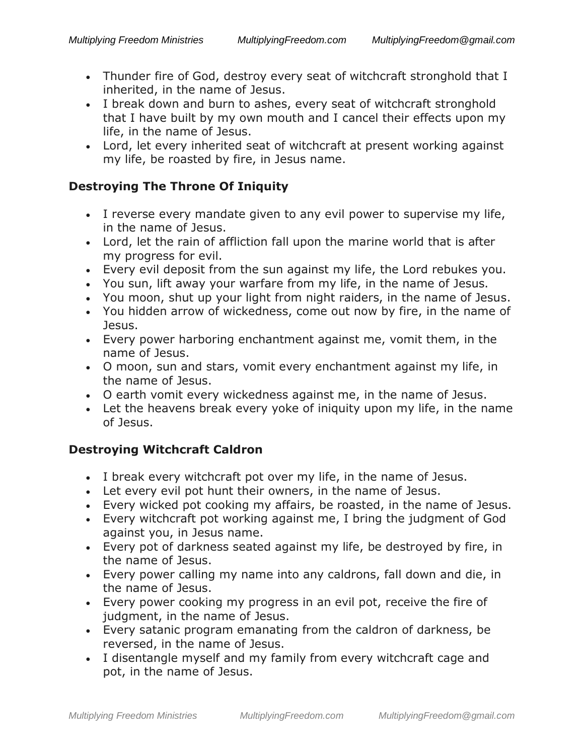- Thunder fire of God, destroy every seat of witchcraft stronghold that I inherited, in the name of Jesus.
- I break down and burn to ashes, every seat of witchcraft stronghold that I have built by my own mouth and I cancel their effects upon my life, in the name of Jesus.
- Lord, let every inherited seat of witchcraft at present working against my life, be roasted by fire, in Jesus name.

### Destroying The Throne Of Iniquity

- I reverse every mandate given to any evil power to supervise my life, in the name of Jesus.
- Lord, let the rain of affliction fall upon the marine world that is after my progress for evil.
- Every evil deposit from the sun against my life, the Lord rebukes you.
- You sun, lift away your warfare from my life, in the name of Jesus.
- You moon, shut up your light from night raiders, in the name of Jesus.
- You hidden arrow of wickedness, come out now by fire, in the name of Jesus.
- Every power harboring enchantment against me, vomit them, in the name of Jesus.
- O moon, sun and stars, vomit every enchantment against my life, in the name of Jesus.
- O earth vomit every wickedness against me, in the name of Jesus.
- Let the heavens break every yoke of iniquity upon my life, in the name of Jesus.

### Destroying Witchcraft Caldron

- I break every witchcraft pot over my life, in the name of Jesus.
- Let every evil pot hunt their owners, in the name of Jesus.
- Every wicked pot cooking my affairs, be roasted, in the name of Jesus.
- Every witchcraft pot working against me, I bring the judgment of God against you, in Jesus name.
- Every pot of darkness seated against my life, be destroyed by fire, in the name of Jesus.
- Every power calling my name into any caldrons, fall down and die, in the name of Jesus.
- Every power cooking my progress in an evil pot, receive the fire of judgment, in the name of Jesus.
- Every satanic program emanating from the caldron of darkness, be reversed, in the name of Jesus.
- I disentangle myself and my family from every witchcraft cage and pot, in the name of Jesus.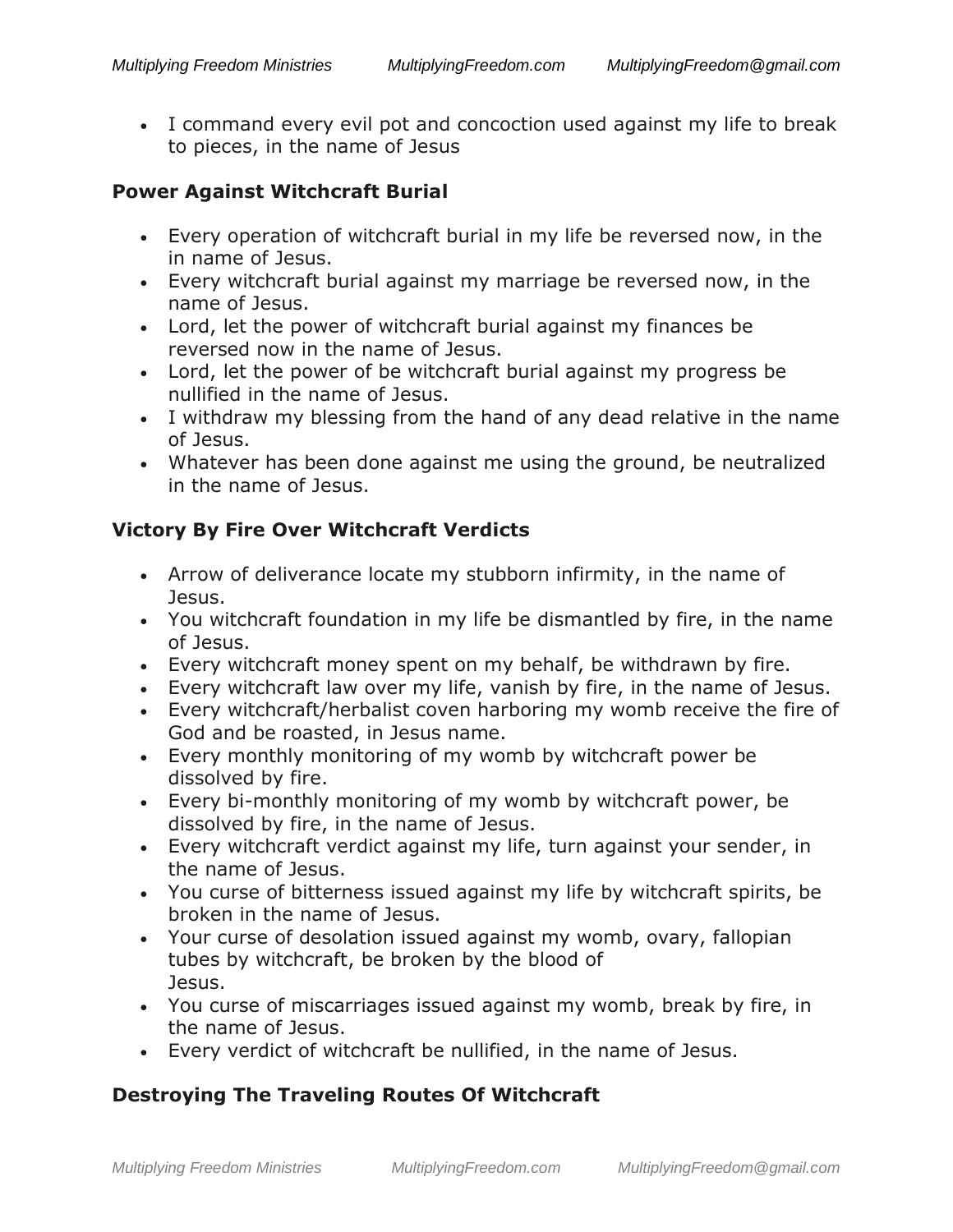- I command every evil pot and concoction used against my life to break to pieces, in the name of Jesus

### Power Against Witchcraft Burial

- Every operation of witchcraft burial in my life be reversed now, in the in name of Jesus.
- Every witchcraft burial against my marriage be reversed now, in the name of Jesus.
- Lord, let the power of witchcraft burial against my finances be reversed now in the name of Jesus.
- Lord, let the power of be witchcraft burial against my progress be nullified in the name of Jesus.
- I withdraw my blessing from the hand of any dead relative in the name of Jesus.
- Whatever has been done against me using the ground, be neutralized in the name of Jesus.

### Victory By Fire Over Witchcraft Verdicts

- Arrow of deliverance locate my stubborn infirmity, in the name of Jesus.
- You witchcraft foundation in my life be dismantled by fire, in the name of Jesus.
- Every witchcraft money spent on my behalf, be withdrawn by fire.
- Every witchcraft law over my life, vanish by fire, in the name of Jesus.
- Every witchcraft/herbalist coven harboring my womb receive the fire of God and be roasted, in Jesus name.
- Every monthly monitoring of my womb by witchcraft power be dissolved by fire.
- Every bi-monthly monitoring of my womb by witchcraft power, be dissolved by fire, in the name of Jesus.
- Every witchcraft verdict against my life, turn against your sender, in the name of Jesus.
- You curse of bitterness issued against my life by witchcraft spirits, be broken in the name of Jesus.
- Your curse of desolation issued against my womb, ovary, fallopian tubes by witchcraft, be broken by the blood of Jesus.
- You curse of miscarriages issued against my womb, break by fire, in the name of Jesus.
- Every verdict of witchcraft be nullified, in the name of Jesus.

### Destroying The Traveling Routes Of Witchcraft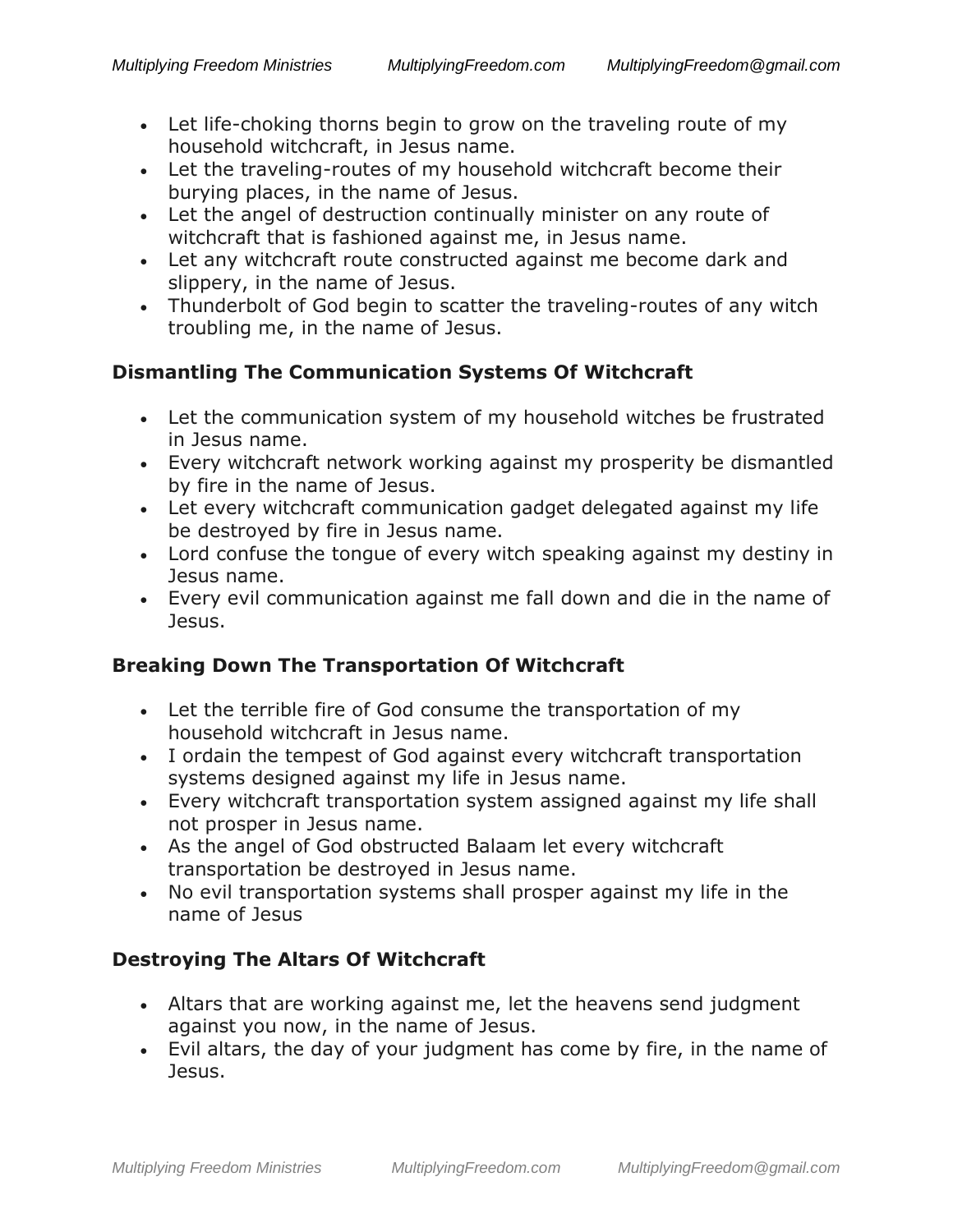- Let life-choking thorns begin to grow on the traveling route of my household witchcraft, in Jesus name.
- Let the traveling-routes of my household witchcraft become their burying places, in the name of Jesus.
- Let the angel of destruction continually minister on any route of witchcraft that is fashioned against me, in Jesus name.
- Let any witchcraft route constructed against me become dark and slippery, in the name of Jesus.
- Thunderbolt of God begin to scatter the traveling-routes of any witch troubling me, in the name of Jesus.

### Dismantling The Communication Systems Of Witchcraft

- Let the communication system of my household witches be frustrated in Jesus name.
- Every witchcraft network working against my prosperity be dismantled by fire in the name of Jesus.
- Let every witchcraft communication gadget delegated against my life be destroyed by fire in Jesus name.
- Lord confuse the tongue of every witch speaking against my destiny in Jesus name.
- Every evil communication against me fall down and die in the name of Jesus.

### Breaking Down The Transportation Of Witchcraft

- Let the terrible fire of God consume the transportation of my household witchcraft in Jesus name.
- I ordain the tempest of God against every witchcraft transportation systems designed against my life in Jesus name.
- Every witchcraft transportation system assigned against my life shall not prosper in Jesus name.
- As the angel of God obstructed Balaam let every witchcraft transportation be destroyed in Jesus name.
- No evil transportation systems shall prosper against my life in the name of Jesus

### Destroying The Altars Of Witchcraft

- Altars that are working against me, let the heavens send judgment against you now, in the name of Jesus.
- Evil altars, the day of your judgment has come by fire, in the name of Jesus.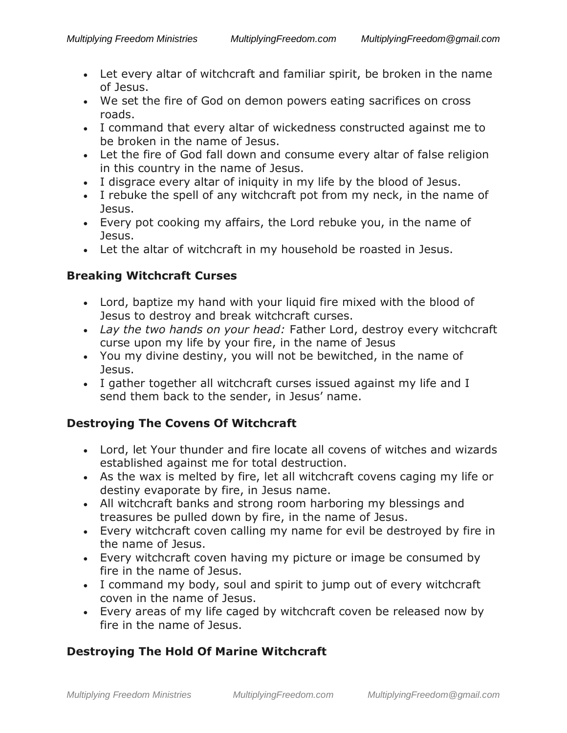- Let every altar of witchcraft and familiar spirit, be broken in the name of Jesus.
- We set the fire of God on demon powers eating sacrifices on cross roads.
- I command that every altar of wickedness constructed against me to be broken in the name of Jesus.
- Let the fire of God fall down and consume every altar of false religion in this country in the name of Jesus.
- I disgrace every altar of iniquity in my life by the blood of Jesus.
- I rebuke the spell of any witchcraft pot from my neck, in the name of Jesus.
- Every pot cooking my affairs, the Lord rebuke you, in the name of Jesus.
- Let the altar of witchcraft in my household be roasted in Jesus.

### Breaking Witchcraft Curses

- Lord, baptize my hand with your liquid fire mixed with the blood of Jesus to destroy and break witchcraft curses.
- *Lay the two hands on your head:* Father Lord, destroy every witchcraft curse upon my life by your fire, in the name of Jesus
- You my divine destiny, you will not be bewitched, in the name of Jesus.
- I gather together all witchcraft curses issued against my life and I send them back to the sender, in Jesus' name.

### Destroying The Covens Of Witchcraft

- Lord, let Your thunder and fire locate all covens of witches and wizards established against me for total destruction.
- As the wax is melted by fire, let all witchcraft covens caging my life or destiny evaporate by fire, in Jesus name.
- All witchcraft banks and strong room harboring my blessings and treasures be pulled down by fire, in the name of Jesus.
- Every witchcraft coven calling my name for evil be destroyed by fire in the name of Jesus.
- Every witchcraft coven having my picture or image be consumed by fire in the name of Jesus.
- I command my body, soul and spirit to jump out of every witchcraft coven in the name of Jesus.
- Every areas of my life caged by witchcraft coven be released now by fire in the name of Jesus.

### Destroying The Hold Of Marine Witchcraft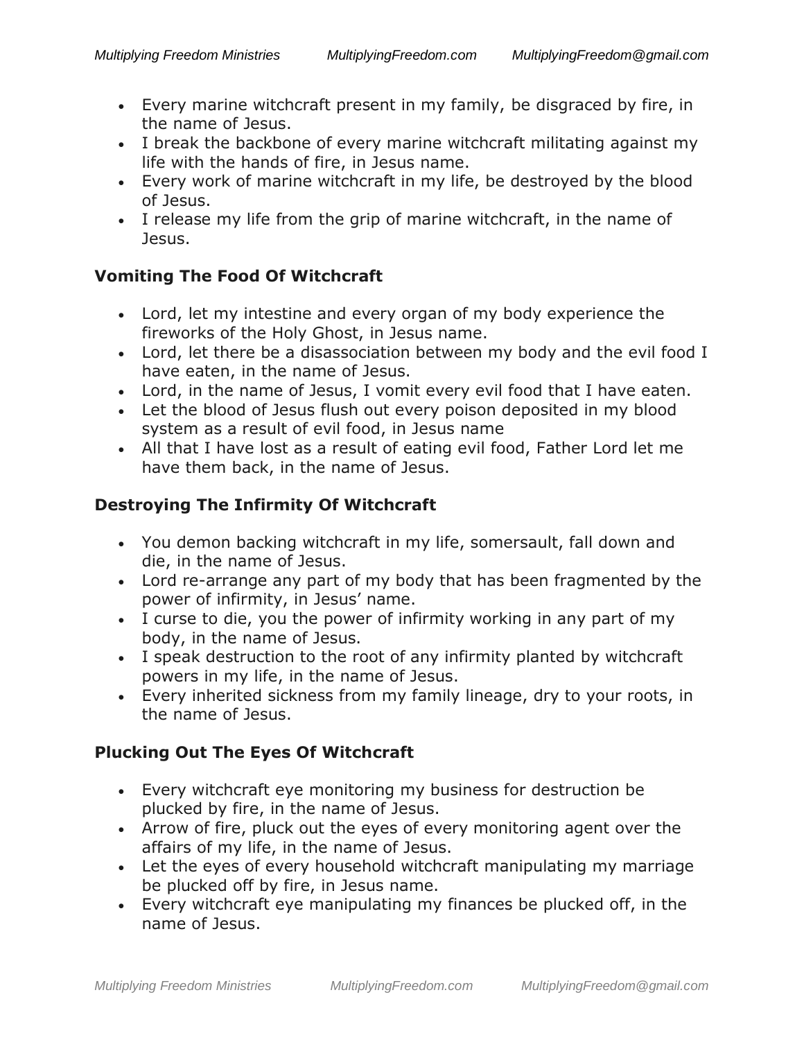- Every marine witchcraft present in my family, be disgraced by fire, in the name of Jesus.
- I break the backbone of every marine witchcraft militating against my life with the hands of fire, in Jesus name.
- Every work of marine witchcraft in my life, be destroyed by the blood of Jesus.
- I release my life from the grip of marine witchcraft, in the name of Jesus.

### Vomiting The Food Of Witchcraft

- Lord, let my intestine and every organ of my body experience the fireworks of the Holy Ghost, in Jesus name.
- Lord, let there be a disassociation between my body and the evil food I have eaten, in the name of Jesus.
- Lord, in the name of Jesus, I vomit every evil food that I have eaten.
- Let the blood of Jesus flush out every poison deposited in my blood system as a result of evil food, in Jesus name
- All that I have lost as a result of eating evil food, Father Lord let me have them back, in the name of Jesus.

### Destroying The Infirmity Of Witchcraft

- You demon backing witchcraft in my life, somersault, fall down and die, in the name of Jesus.
- Lord re-arrange any part of my body that has been fragmented by the power of infirmity, in Jesus' name.
- I curse to die, you the power of infirmity working in any part of my body, in the name of Jesus.
- I speak destruction to the root of any infirmity planted by witchcraft powers in my life, in the name of Jesus.
- Every inherited sickness from my family lineage, dry to your roots, in the name of Jesus.

### Plucking Out The Eyes Of Witchcraft

- Every witchcraft eye monitoring my business for destruction be plucked by fire, in the name of Jesus.
- Arrow of fire, pluck out the eyes of every monitoring agent over the affairs of my life, in the name of Jesus.
- Let the eyes of every household witchcraft manipulating my marriage be plucked off by fire, in Jesus name.
- Every witchcraft eye manipulating my finances be plucked off, in the name of Jesus.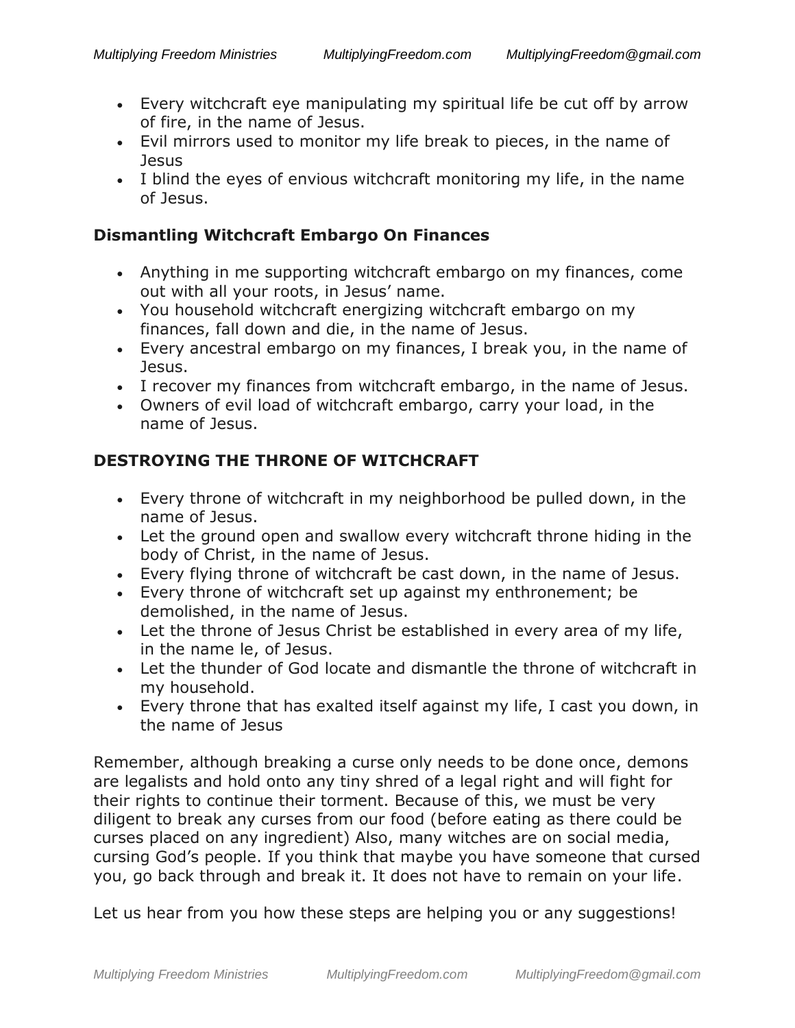- Every witchcraft eye manipulating my spiritual life be cut off by arrow of fire, in the name of Jesus.
- Evil mirrors used to monitor my life break to pieces, in the name of Jesus
- I blind the eyes of envious witchcraft monitoring my life, in the name of Jesus.

### Dismantling Witchcraft Embargo On Finances

- Anything in me supporting witchcraft embargo on my finances, come out with all your roots, in Jesus' name.
- You household witchcraft energizing witchcraft embargo on my finances, fall down and die, in the name of Jesus.
- Every ancestral embargo on my finances, I break you, in the name of Jesus.
- I recover my finances from witchcraft embargo, in the name of Jesus.
- Owners of evil load of witchcraft embargo, carry your load, in the name of Jesus.

### DESTROYING THE THRONE OF WITCHCRAFT

- Every throne of witchcraft in my neighborhood be pulled down, in the name of Jesus.
- Let the ground open and swallow every witchcraft throne hiding in the body of Christ, in the name of Jesus.
- Every flying throne of witchcraft be cast down, in the name of Jesus.
- Every throne of witchcraft set up against my enthronement; be demolished, in the name of Jesus.
- Let the throne of Jesus Christ be established in every area of my life, in the name le, of Jesus.
- Let the thunder of God locate and dismantle the throne of witchcraft in my household.
- Every throne that has exalted itself against my life, I cast you down, in the name of Jesus

Remember, although breaking a curse only needs to be done once, demons are legalists and hold onto any tiny shred of a legal right and will fight for their rights to continue their torment. Because of this, we must be very diligent to break any curses from our food (before eating as there could be curses placed on any ingredient) Also, many witches are on social media, cursing God's people. If you think that maybe you have someone that cursed you, go back through and break it. It does not have to remain on your life.

Let us hear from you how these steps are helping you or any suggestions!